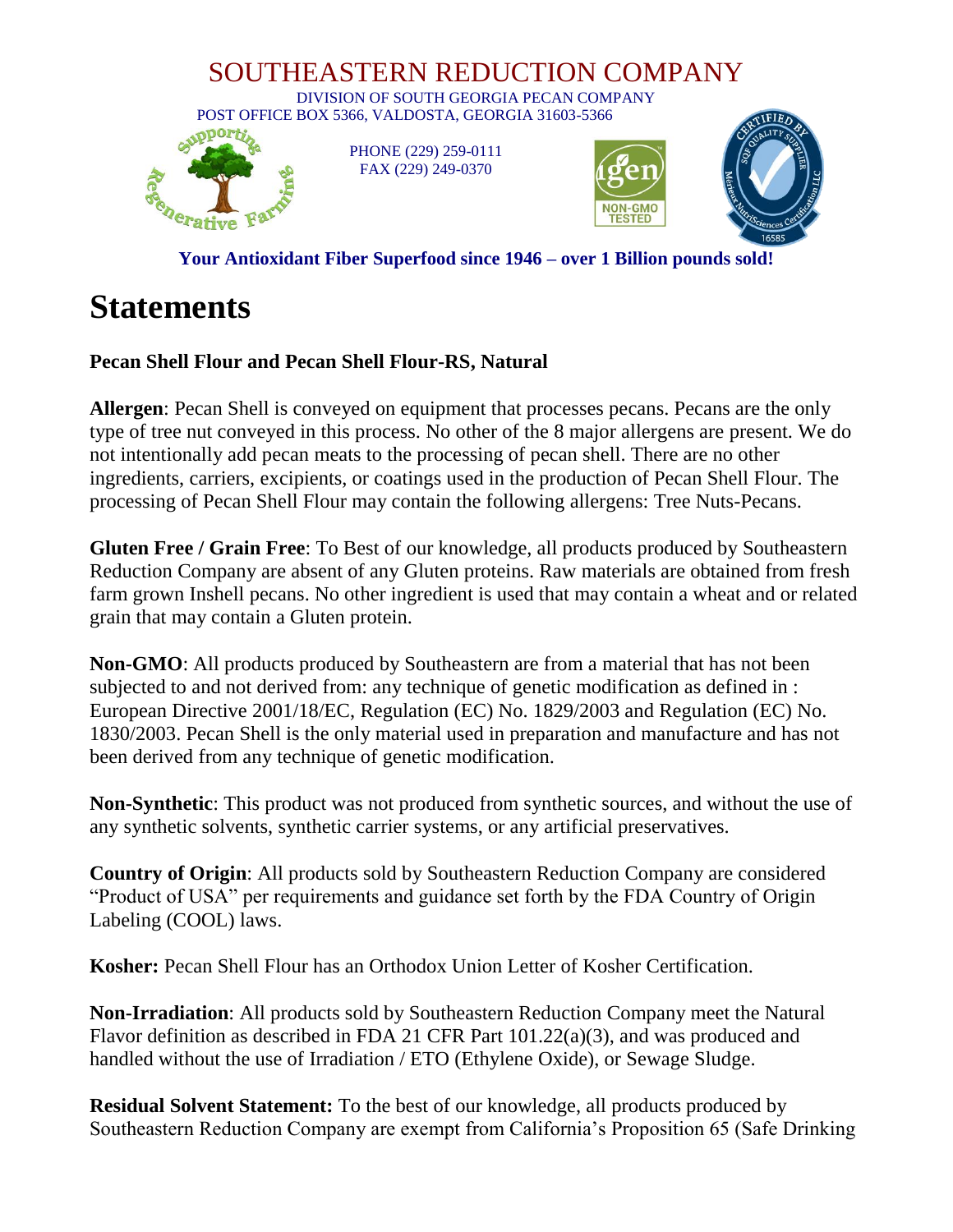# SOUTHEASTERN REDUCTION COMPANY

DIVISION OF SOUTH GEORGIA PECAN COMPANY
POST OFFICE BOX 5366, VALDOSTA, GEORGIA 31603-5366

PHONE (229) 259-0111
FAX (229) 249-0370

**Your Antioxidant Fiber Superfood since 1946 – over 1 Billion pounds sold!**

# Statements

**Pecan Shell Flour and Pecan Shell Flour-RS, Natural**

**Allergen**: Pecan Shell is conveyed on equipment that processes pecans. Pecans are the only type of tree nut conveyed in this process. No other of the 8 major allergens are present. We do not intentionally add pecan meats to the processing of pecan shell. There are no other ingredients, carriers, excipients, or coatings used in the production of Pecan Shell Flour. The processing of Pecan Shell Flour may contain the following allergens: Tree Nuts-Pecans.

**Gluten Free / Grain Free**: To Best of our knowledge, all products produced by Southeastern Reduction Company are absent of any Gluten proteins. Raw materials are obtained from fresh farm grown Inshell pecans. No other ingredient is used that may contain a wheat and or related grain that may contain a Gluten protein.

**Non-GMO**: All products produced by Southeastern are from a material that has not been subjected to and not derived from: any technique of genetic modification as defined in : European Directive 2001/18/EC, Regulation (EC) No. 1829/2003 and Regulation (EC) No. 1830/2003. Pecan Shell is the only material used in preparation and manufacture and has not been derived from any technique of genetic modification.

**Non-Synthetic**: This product was not produced from synthetic sources, and without the use of any synthetic solvents, synthetic carrier systems, or any artificial preservatives.

**Country of Origin**: All products sold by Southeastern Reduction Company are considered "Product of USA" per requirements and guidance set forth by the FDA Country of Origin Labeling (COOL) laws.

**Kosher:** Pecan Shell Flour has an Orthodox Union Letter of Kosher Certification.

**Non-Irradiation**: All products sold by Southeastern Reduction Company meet the Natural Flavor definition as described in FDA 21 CFR Part 101.22(a)(3), and was produced and handled without the use of Irradiation / ETO (Ethylene Oxide), or Sewage Sludge.

**Residual Solvent Statement:** To the best of our knowledge, all products produced by Southeastern Reduction Company are exempt from California's Proposition 65 (Safe Drinking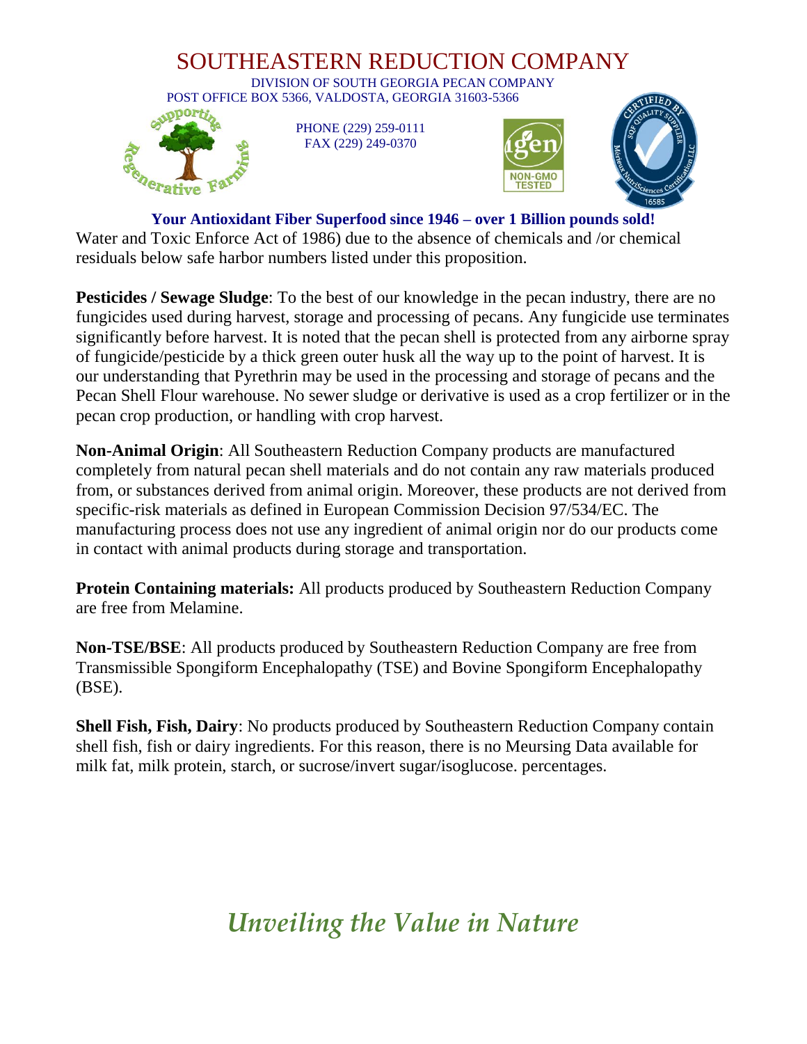Water and Toxic Enforce Act of 1986) due to the absence of chemicals and /or chemical residuals below safe harbor numbers listed under this proposition.

**Pesticides / Sewage Sludge**: To the best of our knowledge in the pecan industry, there are no fungicides used during harvest, storage and processing of pecans. Any fungicide use terminates significantly before harvest. It is noted that the pecan shell is protected from any airborne spray of fungicide/pesticide by a thick green outer husk all the way up to the point of harvest. It is our understanding that Pyrethrin may be used in the processing and storage of pecans and the Pecan Shell Flour warehouse. No sewer sludge or derivative is used as a crop fertilizer or in the pecan crop production, or handling with crop harvest.

**Non-Animal Origin**: All Southeastern Reduction Company products are manufactured completely from natural pecan shell materials and do not contain any raw materials produced from, or substances derived from animal origin. Moreover, these products are not derived from specific-risk materials as defined in European Commission Decision 97/534/EC. The manufacturing process does not use any ingredient of animal origin nor do our products come in contact with animal products during storage and transportation.

**Protein Containing materials:** All products produced by Southeastern Reduction Company are free from Melamine.

**Non-TSE/BSE**: All products produced by Southeastern Reduction Company are free from Transmissible Spongiform Encephalopathy (TSE) and Bovine Spongiform Encephalopathy (BSE).

**Shell Fish, Fish, Dairy**: No products produced by Southeastern Reduction Company contain shell fish, fish or dairy ingredients. For this reason, there is no Meursing Data available for milk fat, milk protein, starch, or sucrose/invert sugar/isoglucose. percentages.